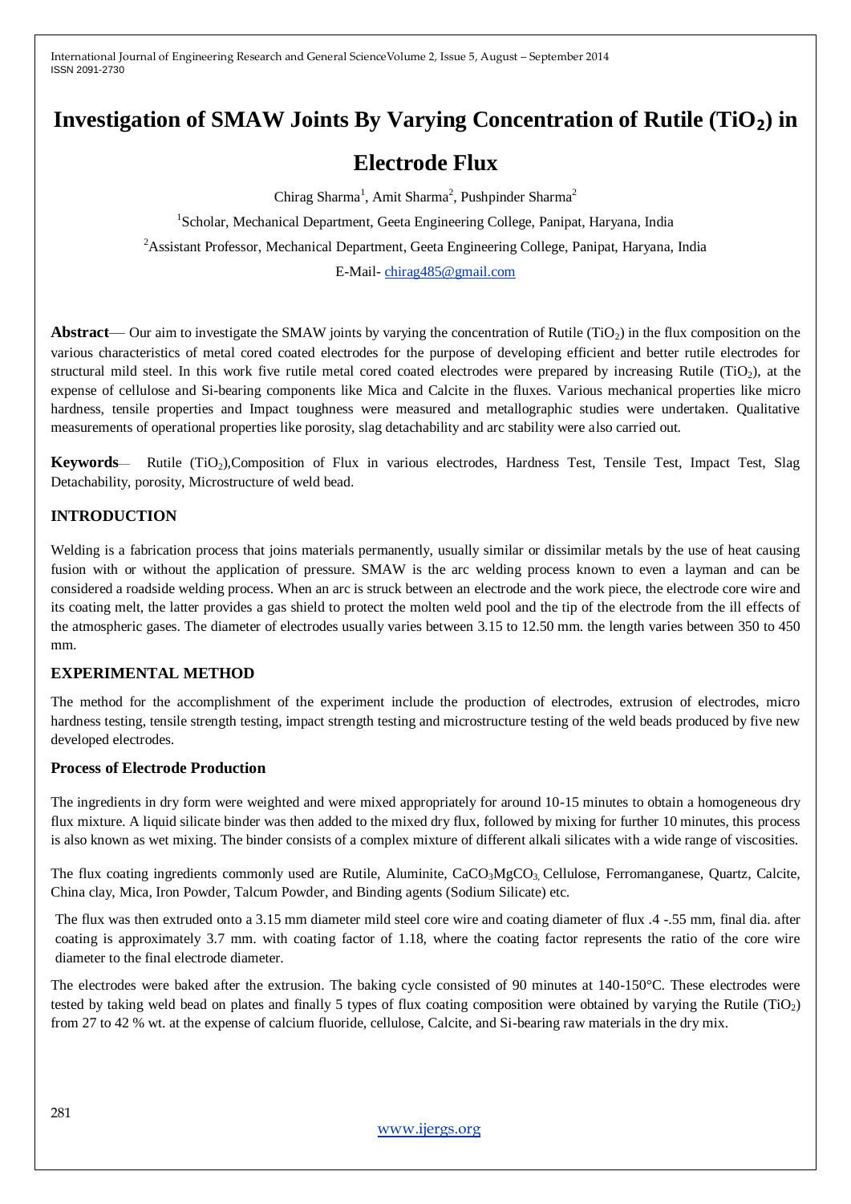# Investigation of SMAW Joints By Varying Concentration of Rutile ($TiO_2$) in Electrode Flux

Chirag Sharma[1], Amit Sharma[2], Pushpinder Sharma[2]

[1]Scholar, Mechanical Department, Geeta Engineering College, Panipat, Haryana, India

[2]Assistant Professor, Mechanical Department, Geeta Engineering College, Panipat, Haryana, India

E-Mail- chirag485@gmail.com

**Abstract**— Our aim to investigate the SMAW joints by varying the concentration of Rutile ($TiO_2$) in the flux composition on the various characteristics of metal cored coated electrodes for the purpose of developing efficient and better rutile electrodes for structural mild steel. In this work five rutile metal cored coated electrodes were prepared by increasing Rutile ($TiO_2$), at the expense of cellulose and Si-bearing components like Mica and Calcite in the fluxes. Various mechanical properties like micro hardness, tensile properties and Impact toughness were measured and metallographic studies were undertaken. Qualitative measurements of operational properties like porosity, slag detachability and arc stability were also carried out.

**Keywords**— Rutile ($TiO_2$),Composition of Flux in various electrodes, Hardness Test, Tensile Test, Impact Test, Slag Detachability, porosity, Microstructure of weld bead.

## INTRODUCTION

Welding is a fabrication process that joins materials permanently, usually similar or dissimilar metals by the use of heat causing fusion with or without the application of pressure. SMAW is the arc welding process known to even a layman and can be considered a roadside welding process. When an arc is struck between an electrode and the work piece, the electrode core wire and its coating melt, the latter provides a gas shield to protect the molten weld pool and the tip of the electrode from the ill effects of the atmospheric gases. The diameter of electrodes usually varies between 3.15 to 12.50 mm. the length varies between 350 to 450 mm.

## EXPERIMENTAL METHOD

The method for the accomplishment of the experiment include the production of electrodes, extrusion of electrodes, micro hardness testing, tensile strength testing, impact strength testing and microstructure testing of the weld beads produced by five new developed electrodes.

### Process of Electrode Production

The ingredients in dry form were weighted and were mixed appropriately for around 10-15 minutes to obtain a homogeneous dry flux mixture. A liquid silicate binder was then added to the mixed dry flux, followed by mixing for further 10 minutes, this process is also known as wet mixing. The binder consists of a complex mixture of different alkali silicates with a wide range of viscosities.

The flux coating ingredients commonly used are Rutile, Aluminite, $CaCO_3MgCO_3$, Cellulose, Ferromanganese, Quartz, Calcite, China clay, Mica, Iron Powder, Talcum Powder, and Binding agents (Sodium Silicate) etc.

The flux was then extruded onto a 3.15 mm diameter mild steel core wire and coating diameter of flux .4 -.55 mm, final dia. after coating is approximately 3.7 mm. with coating factor of 1.18, where the coating factor represents the ratio of the core wire diameter to the final electrode diameter.

The electrodes were baked after the extrusion. The baking cycle consisted of 90 minutes at 140-150°C. These electrodes were tested by taking weld bead on plates and finally 5 types of flux coating composition were obtained by varying the Rutile ($TiO_2$) from 27 to 42 % wt. at the expense of calcium fluoride, cellulose, Calcite, and Si-bearing raw materials in the dry mix.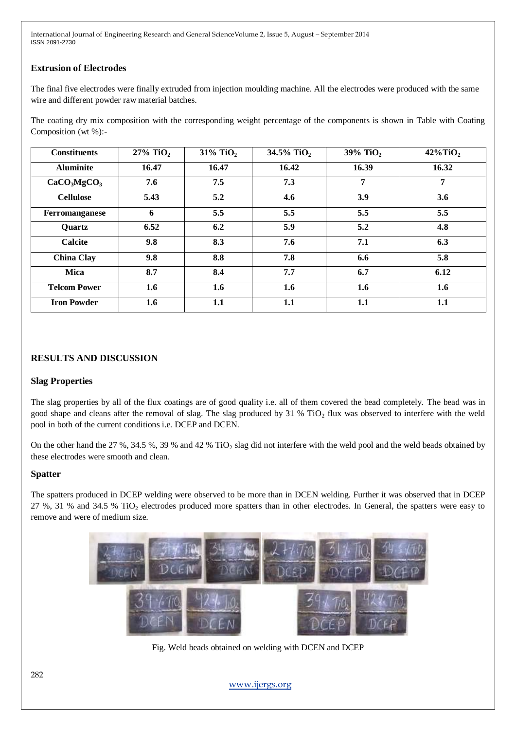## Extrusion of Electrodes

The final five electrodes were finally extruded from injection moulding machine. All the electrodes were produced with the same wire and different powder raw material batches.

The coating dry mix composition with the corresponding weight percentage of the components is shown in Table with Coating Composition (wt %):-

| Constituents | 27% $TiO_2$ | 31% $TiO_2$ | 34.5% $TiO_2$ | 39% $TiO_2$ | 42%$TiO_2$ |
|---|---|---|---|---|---|
| **Aluminite** | **16.47** | **16.47** | **16.42** | **16.39** | **16.32** |
| **$CaCO_3MgCO_3$** | **7.6** | **7.5** | **7.3** | **7** | **7** |
| **Cellulose** | **5.43** | **5.2** | **4.6** | **3.9** | **3.6** |
| **Ferromanganese** | **6** | **5.5** | **5.5** | **5.5** | **5.5** |
| **Quartz** | **6.52** | **6.2** | **5.9** | **5.2** | **4.8** |
| **Calcite** | **9.8** | **8.3** | **7.6** | **7.1** | **6.3** |
| **China Clay** | **9.8** | **8.8** | **7.8** | **6.6** | **5.8** |
| **Mica** | **8.7** | **8.4** | **7.7** | **6.7** | **6.12** |
| **Telcom Power** | **1.6** | **1.6** | **1.6** | **1.6** | **1.6** |
| **Iron Powder** | **1.6** | **1.1** | **1.1** | **1.1** | **1.1** |

## RESULTS AND DISCUSSION

### Slag Properties

The slag properties by all of the flux coatings are of good quality i.e. all of them covered the bead completely. The bead was in good shape and cleans after the removal of slag. The slag produced by 31 % $TiO_2$ flux was observed to interfere with the weld pool in both of the current conditions i.e. DCEP and DCEN.

On the other hand the 27 %, 34.5 %, 39 % and 42 % $TiO_2$ slag did not interfere with the weld pool and the weld beads obtained by these electrodes were smooth and clean.

### Spatter

The spatters produced in DCEP welding were observed to be more than in DCEN welding. Further it was observed that in DCEP 27 %, 31 % and 34.5 % $TiO_2$ electrodes produced more spatters than in other electrodes. In General, the spatters were easy to remove and were of medium size.

Fig. Weld beads obtained on welding with DCEN and DCEP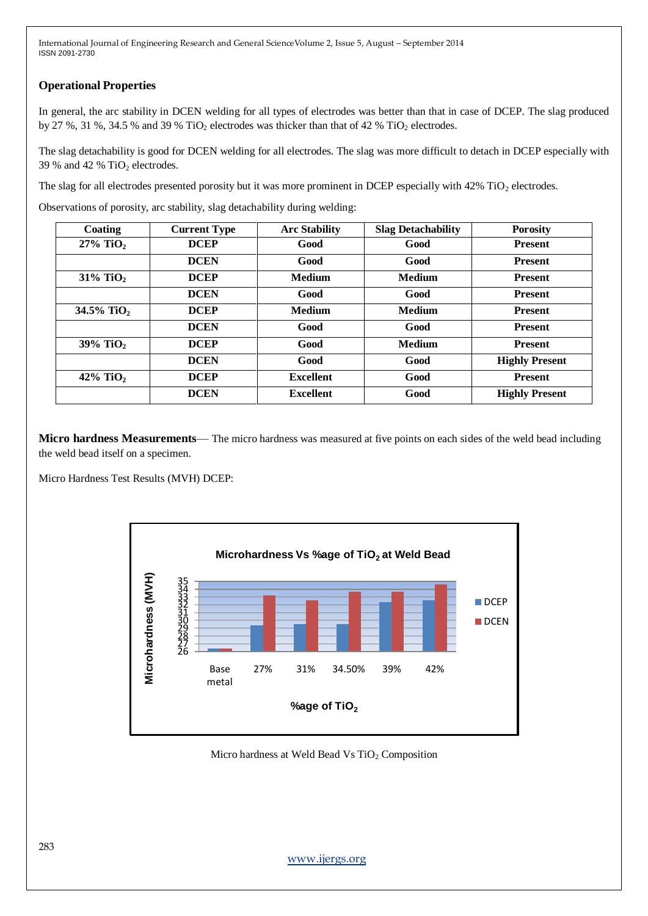### Operational Properties

In general, the arc stability in DCEN welding for all types of electrodes was better than that in case of DCEP. The slag produced by 27 %, 31 %, 34.5 % and 39 % $TiO_2$ electrodes was thicker than that of 42 % $TiO_2$ electrodes.

The slag detachability is good for DCEN welding for all electrodes. The slag was more difficult to detach in DCEP especially with 39 % and 42 % $TiO_2$ electrodes.

The slag for all electrodes presented porosity but it was more prominent in DCEP especially with 42% $TiO_2$ electrodes.

Observations of porosity, arc stability, slag detachability during welding:

| Coating | Current Type | Arc Stability | Slag Detachability | Porosity |
|---|---|---|---|---|
| **27% $TiO_2$** | **DCEP** | **Good** | **Good** | **Present** |
| | **DCEN** | **Good** | **Good** | **Present** |
| **31% $TiO_2$** | **DCEP** | **Medium** | **Medium** | **Present** |
| | **DCEN** | **Good** | **Good** | **Present** |
| **34.5% $TiO_2$** | **DCEP** | **Medium** | **Medium** | **Present** |
| | **DCEN** | **Good** | **Good** | **Present** |
| **39% $TiO_2$** | **DCEP** | **Good** | **Medium** | **Present** |
| | **DCEN** | **Good** | **Good** | **Highly Present** |
| **42% $TiO_2$** | **DCEP** | **Excellent** | **Good** | **Present** |
| | **DCEN** | **Excellent** | **Good** | **Highly Present** |

**Micro hardness Measurements**— The micro hardness was measured at five points on each sides of the weld bead including the weld bead itself on a specimen.

Micro Hardness Test Results (MVH) DCEP:

Micro hardness at Weld Bead Vs $TiO_2$ Composition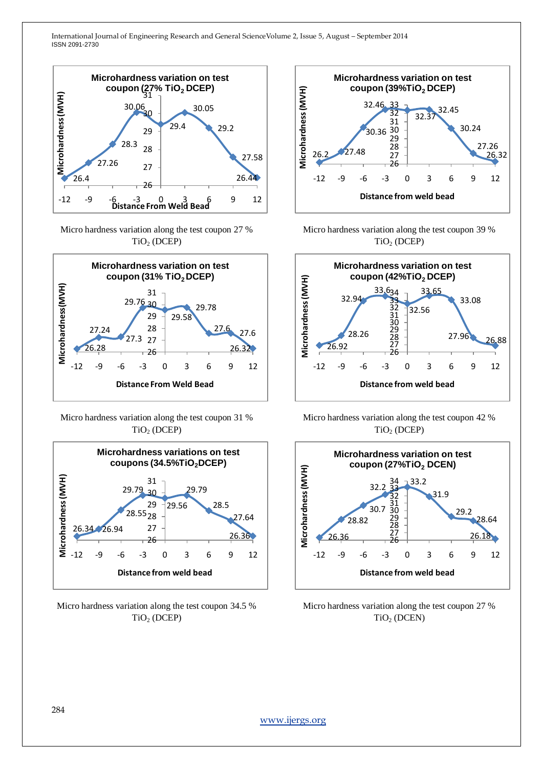Micro hardness variation along the test coupon 27 % $TiO_2$ (DCEP)

Micro hardness variation along the test coupon 39 % $TiO_2$ (DCEP)

Micro hardness variation along the test coupon 31 % $TiO_2$ (DCEP)

Micro hardness variation along the test coupon 42 % $TiO_2$ (DCEP)

Micro hardness variation along the test coupon 34.5 % $TiO_2$ (DCEP)

Micro hardness variation along the test coupon 27 % $TiO_2$ (DCEN)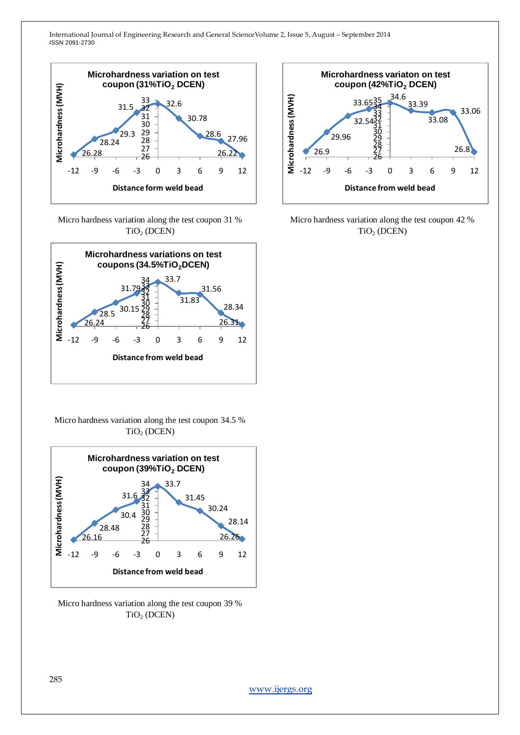Micro hardness variation along the test coupon 31 % $TiO_2$ (DCEN)

Micro hardness variation along the test coupon 42 % $TiO_2$ (DCEN)

Micro hardness variation along the test coupon 34.5 % $TiO_2$ (DCEN)

Micro hardness variation along the test coupon 39 % $TiO_2$ (DCEN)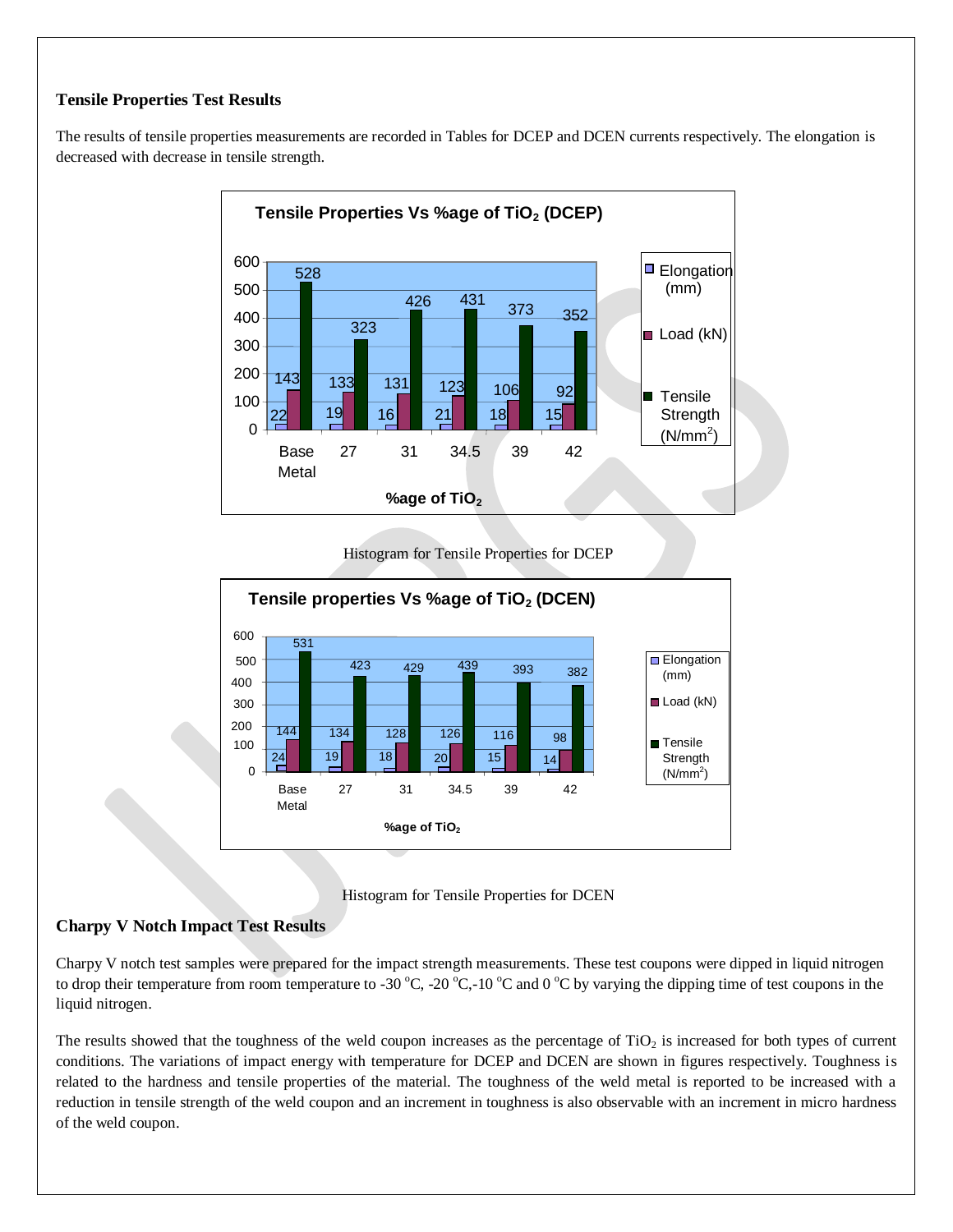### Tensile Properties Test Results

The results of tensile properties measurements are recorded in Tables for DCEP and DCEN currents respectively. The elongation is decreased with decrease in tensile strength.

**Tensile Properties Vs %age of $TiO_2$ (DCEP)**

| %age of $TiO_2$ | Elongation (mm) | Load (kN) | Tensile Strength (N/mm$^2$) |
|---|---|---|---|
| Base Metal | 22 | 143 | 528 |
| 27 | 19 | 133 | 323 |
| 31 | 16 | 131 | 426 |
| 34.5 | 21 | 123 | 431 |
| 39 | 18 | 106 | 373 |
| 42 | 15 | 92 | 352 |

Histogram for Tensile Properties for DCEP

**Tensile properties Vs %age of $TiO_2$ (DCEN)**

| %age of $TiO_2$ | Elongation (mm) | Load (kN) | Tensile Strength (N/mm$^2$) |
|---|---|---|---|
| Base Metal | 24 | 144 | 531 |
| 27 | 19 | 134 | 423 |
| 31 | 18 | 128 | 429 |
| 34.5 | 20 | 126 | 439 |
| 39 | 15 | 116 | 393 |
| 42 | 14 | 98 | 382 |

Histogram for Tensile Properties for DCEN

### Charpy V Notch Impact Test Results

Charpy V notch test samples were prepared for the impact strength measurements. These test coupons were dipped in liquid nitrogen to drop their temperature from room temperature to -30 °C, -20 °C,-10 °C and 0 °C by varying the dipping time of test coupons in the liquid nitrogen.

The results showed that the toughness of the weld coupon increases as the percentage of $TiO_2$ is increased for both types of current conditions. The variations of impact energy with temperature for DCEP and DCEN are shown in figures respectively. Toughness is related to the hardness and tensile properties of the material. The toughness of the weld metal is reported to be increased with a reduction in tensile strength of the weld coupon and an increment in toughness is also observable with an increment in micro hardness of the weld coupon.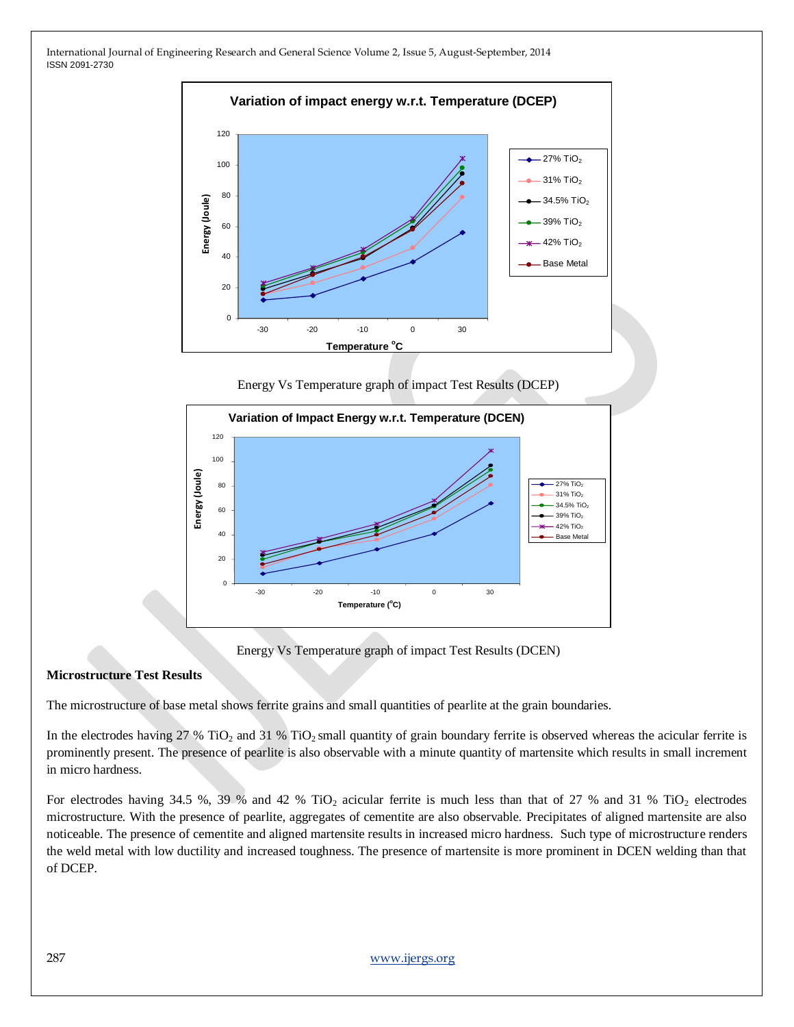Energy Vs Temperature graph of impact Test Results (DCEP)

Energy Vs Temperature graph of impact Test Results (DCEN)

**Microstructure Test Results**

The microstructure of base metal shows ferrite grains and small quantities of pearlite at the grain boundaries.

In the electrodes having 27 % $TiO_2$ and 31 % $TiO_2$ small quantity of grain boundary ferrite is observed whereas the acicular ferrite is prominently present. The presence of pearlite is also observable with a minute quantity of martensite which results in small increment in micro hardness.

For electrodes having 34.5 %, 39 % and 42 % $TiO_2$ acicular ferrite is much less than that of 27 % and 31 % $TiO_2$ electrodes microstructure. With the presence of pearlite, aggregates of cementite are also observable. Precipitates of aligned martensite are also noticeable. The presence of cementite and aligned martensite results in increased micro hardness. Such type of microstructure renders the weld metal with low ductility and increased toughness. The presence of martensite is more prominent in DCEN welding than that of DCEP.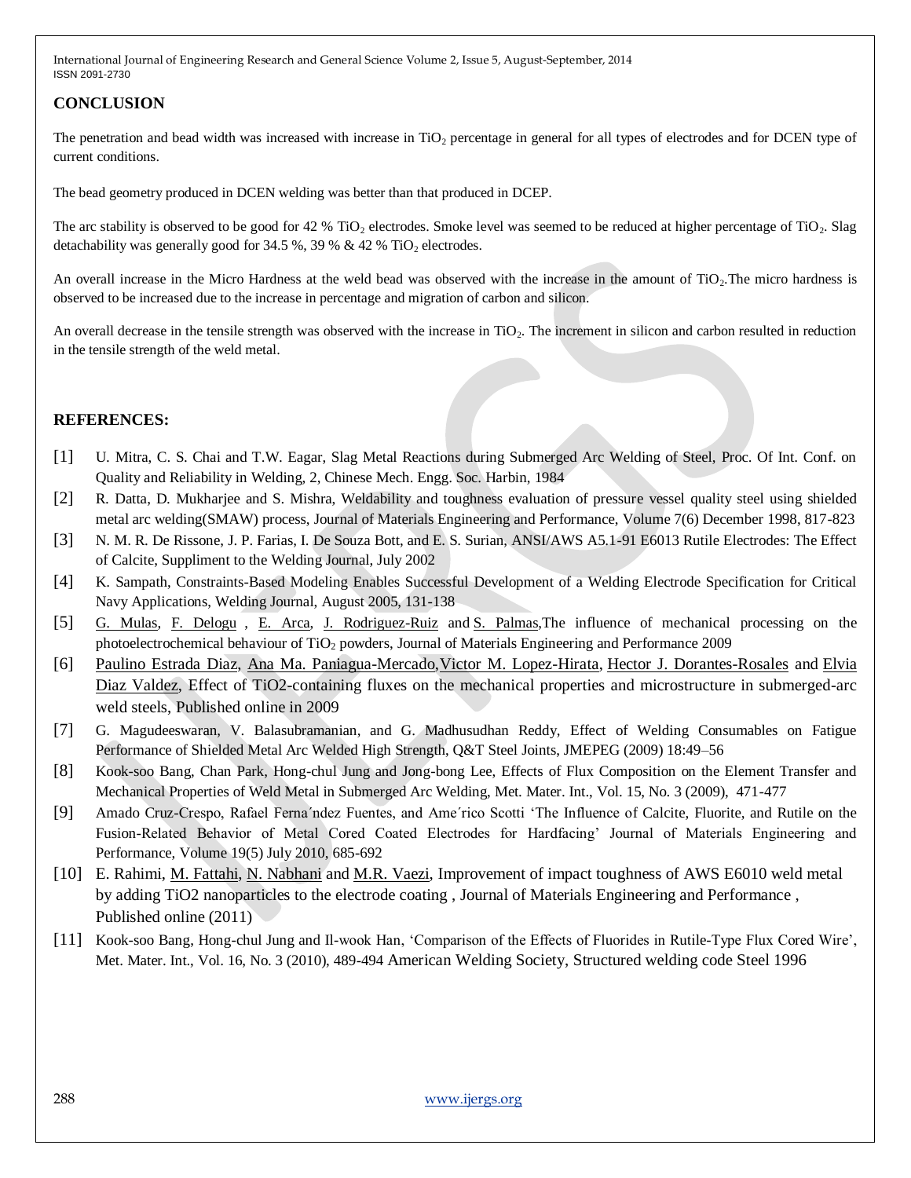## CONCLUSION

The penetration and bead width was increased with increase in $TiO_2$ percentage in general for all types of electrodes and for DCEN type of current conditions.

The bead geometry produced in DCEN welding was better than that produced in DCEP.

The arc stability is observed to be good for 42 % $TiO_2$ electrodes. Smoke level was seemed to be reduced at higher percentage of $TiO_2$. Slag detachability was generally good for 34.5 %, 39 % & 42 % $TiO_2$ electrodes.

An overall increase in the Micro Hardness at the weld bead was observed with the increase in the amount of $TiO_2$.The micro hardness is observed to be increased due to the increase in percentage and migration of carbon and silicon.

An overall decrease in the tensile strength was observed with the increase in $TiO_2$. The increment in silicon and carbon resulted in reduction in the tensile strength of the weld metal.

## REFERENCES:

[1] U. Mitra, C. S. Chai and T.W. Eagar, Slag Metal Reactions during Submerged Arc Welding of Steel, Proc. Of Int. Conf. on Quality and Reliability in Welding, 2, Chinese Mech. Engg. Soc. Harbin, 1984

[2] R. Datta, D. Mukharjee and S. Mishra, Weldability and toughness evaluation of pressure vessel quality steel using shielded metal arc welding(SMAW) process, Journal of Materials Engineering and Performance, Volume 7(6) December 1998, 817-823

[3] N. M. R. De Rissone, J. P. Farias, I. De Souza Bott, and E. S. Surian, ANSI/AWS A5.1-91 E6013 Rutile Electrodes: The Effect of Calcite, Suppliment to the Welding Journal, July 2002

[4] K. Sampath, Constraints-Based Modeling Enables Successful Development of a Welding Electrode Specification for Critical Navy Applications, Welding Journal, August 2005, 131-138

[5] G. Mulas, F. Delogu , E. Arca, J. Rodriguez-Ruiz and S. Palmas,The influence of mechanical processing on the photoelectrochemical behaviour of $TiO_2$ powders, Journal of Materials Engineering and Performance 2009

[6] Paulino Estrada Diaz, Ana Ma. Paniagua-Mercado,Victor M. Lopez-Hirata, Hector J. Dorantes-Rosales and Elvia Diaz Valdez, Effect of TiO2-containing fluxes on the mechanical properties and microstructure in submerged-arc weld steels, Published online in 2009

[7] G. Magudeeswaran, V. Balasubramanian, and G. Madhusudhan Reddy, Effect of Welding Consumables on Fatigue Performance of Shielded Metal Arc Welded High Strength, Q&T Steel Joints, JMEPEG (2009) 18:49–56

[8] Kook-soo Bang, Chan Park, Hong-chul Jung and Jong-bong Lee, Effects of Flux Composition on the Element Transfer and Mechanical Properties of Weld Metal in Submerged Arc Welding, Met. Mater. Int., Vol. 15, No. 3 (2009), 471-477

[9] Amado Cruz-Crespo, Rafael Ferna´ndez Fuentes, and Ame´rico Scotti 'The Influence of Calcite, Fluorite, and Rutile on the Fusion-Related Behavior of Metal Cored Coated Electrodes for Hardfacing' Journal of Materials Engineering and Performance, Volume 19(5) July 2010, 685-692

[10] E. Rahimi, M. Fattahi, N. Nabhani and M.R. Vaezi, Improvement of impact toughness of AWS E6010 weld metal by adding TiO2 nanoparticles to the electrode coating , Journal of Materials Engineering and Performance , Published online (2011)

[11] Kook-soo Bang, Hong-chul Jung and Il-wook Han, 'Comparison of the Effects of Fluorides in Rutile-Type Flux Cored Wire', Met. Mater. Int., Vol. 16, No. 3 (2010), 489-494 American Welding Society, Structured welding code Steel 1996